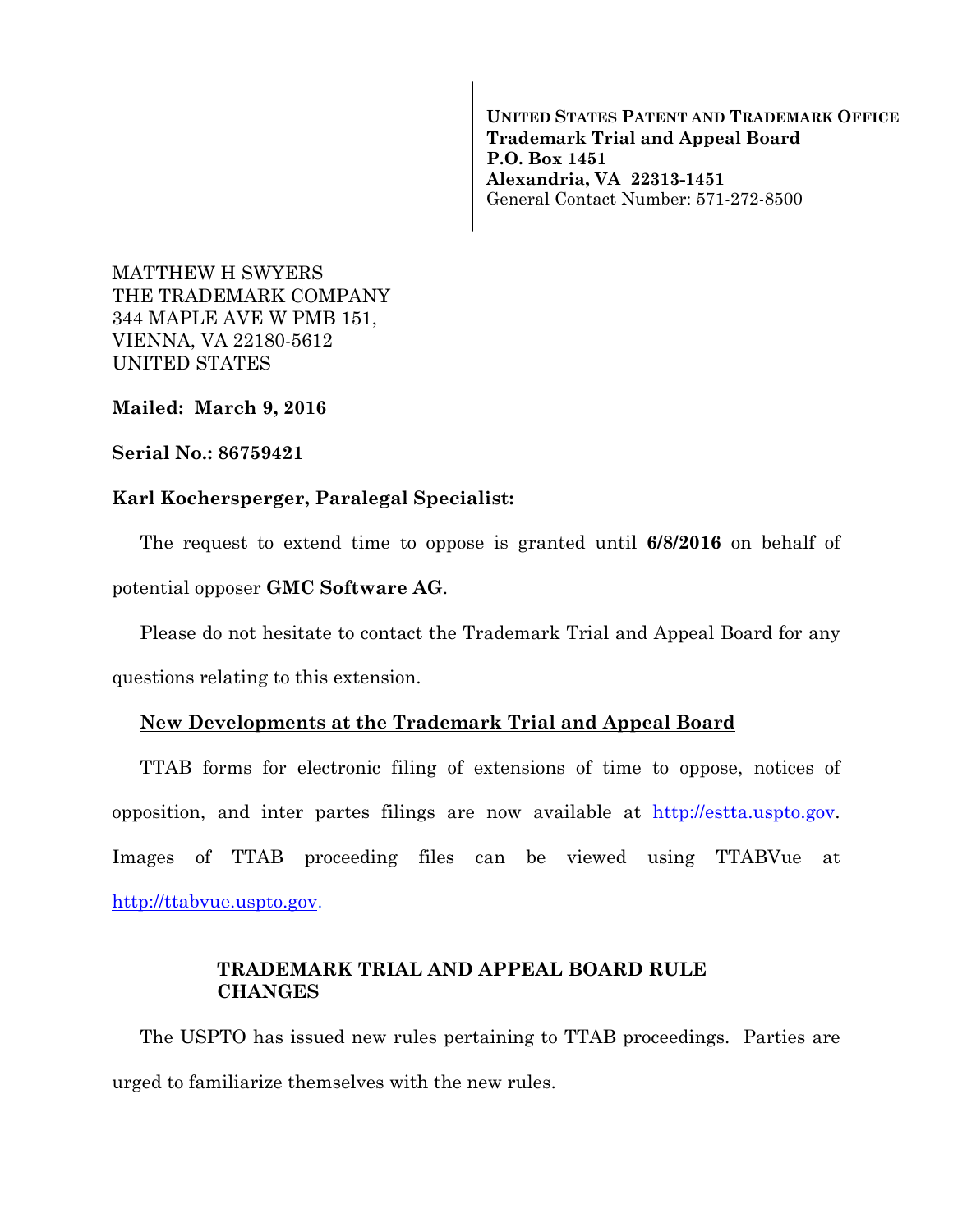**UNITED STATES PATENT AND TRADEMARK OFFICE**
**Trademark Trial and Appeal Board**
**P.O. Box 1451**
**Alexandria, VA 22313-1451**
General Contact Number: 571-272-8500

MATTHEW H SWYERS
THE TRADEMARK COMPANY
344 MAPLE AVE W PMB 151,
VIENNA, VA 22180-5612
UNITED STATES

**Mailed: March 9, 2016**

**Serial No.: 86759421**

**Karl Kochersperger, Paralegal Specialist:**

The request to extend time to oppose is granted until **6/8/2016** on behalf of potential opposer **GMC Software AG**.

Please do not hesitate to contact the Trademark Trial and Appeal Board for any questions relating to this extension.

**New Developments at the Trademark Trial and Appeal Board**

TTAB forms for electronic filing of extensions of time to oppose, notices of opposition, and inter partes filings are now available at http://estta.uspto.gov. Images of TTAB proceeding files can be viewed using TTABVue at http://ttabvue.uspto.gov.

**TRADEMARK TRIAL AND APPEAL BOARD RULE CHANGES**

The USPTO has issued new rules pertaining to TTAB proceedings. Parties are urged to familiarize themselves with the new rules.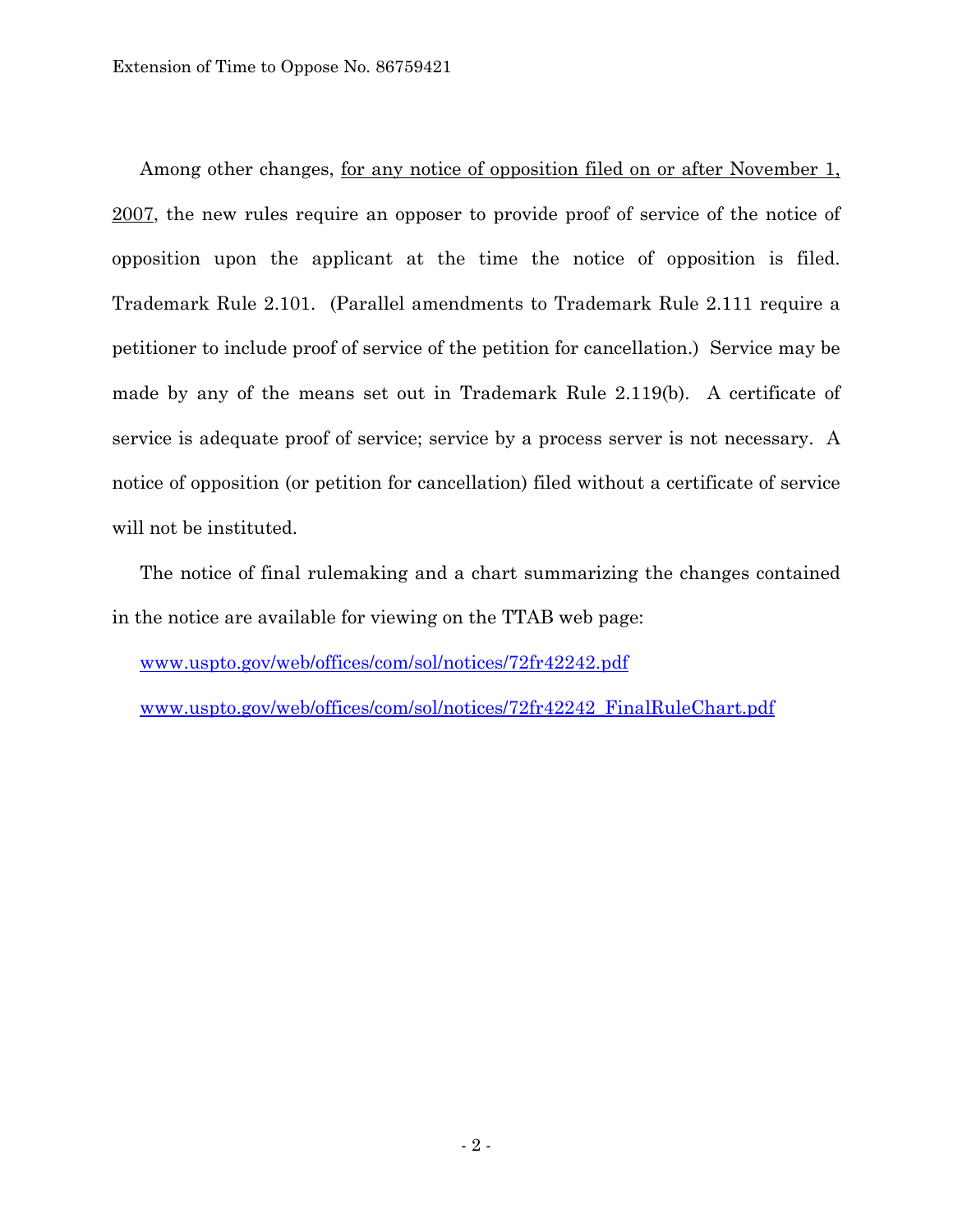Among other changes, for any notice of opposition filed on or after November 1, 2007, the new rules require an opposer to provide proof of service of the notice of opposition upon the applicant at the time the notice of opposition is filed. Trademark Rule 2.101. (Parallel amendments to Trademark Rule 2.111 require a petitioner to include proof of service of the petition for cancellation.) Service may be made by any of the means set out in Trademark Rule 2.119(b). A certificate of service is adequate proof of service; service by a process server is not necessary. A notice of opposition (or petition for cancellation) filed without a certificate of service will not be instituted.

The notice of final rulemaking and a chart summarizing the changes contained in the notice are available for viewing on the TTAB web page:

www.uspto.gov/web/offices/com/sol/notices/72fr42242.pdf

www.uspto.gov/web/offices/com/sol/notices/72fr42242_FinalRuleChart.pdf